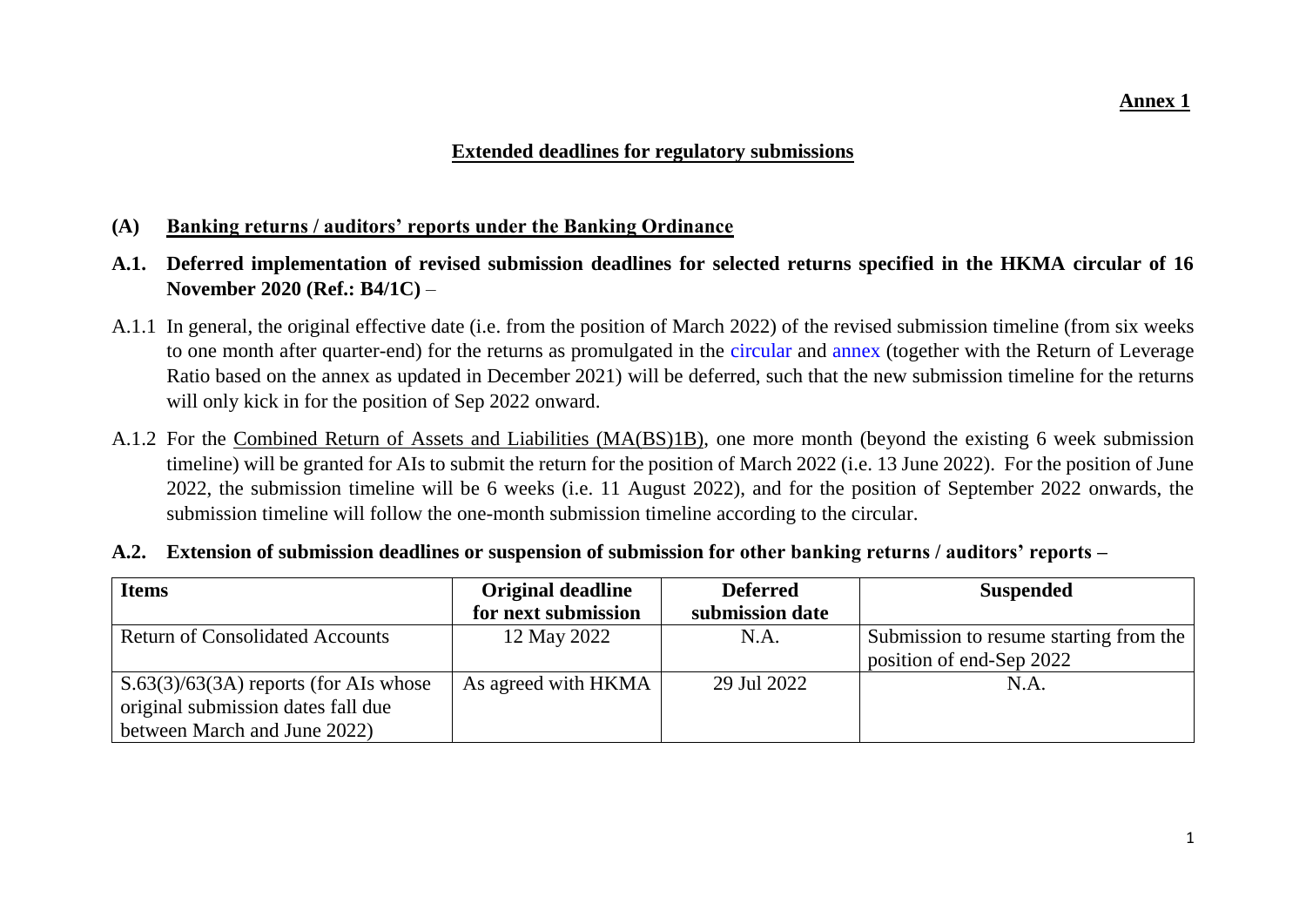**Annex 1**

## Extended deadlines for regulatory submissions

### (A) Banking returns / auditors' reports under the Banking Ordinance

**A.1. Deferred implementation of revised submission deadlines for selected returns specified in the HKMA circular of 16 November 2020 (Ref.: B4/1C)** –

A.1.1 In general, the original effective date (i.e. from the position of March 2022) of the revised submission timeline (from six weeks to one month after quarter-end) for the returns as promulgated in the circular and annex (together with the Return of Leverage Ratio based on the annex as updated in December 2021) will be deferred, such that the new submission timeline for the returns will only kick in for the position of Sep 2022 onward.

A.1.2 For the Combined Return of Assets and Liabilities (MA(BS)1B), one more month (beyond the existing 6 week submission timeline) will be granted for AIs to submit the return for the position of March 2022 (i.e. 13 June 2022). For the position of June 2022, the submission timeline will be 6 weeks (i.e. 11 August 2022), and for the position of September 2022 onwards, the submission timeline will follow the one-month submission timeline according to the circular.

**A.2. Extension of submission deadlines or suspension of submission for other banking returns / auditors' reports –**

| Items | Original deadline for next submission | Deferred submission date | Suspended |
|---|---|---|---|
| Return of Consolidated Accounts | 12 May 2022 | N.A. | Submission to resume starting from the position of end-Sep 2022 |
| S.63(3)/63(3A) reports (for AIs whose original submission dates fall due between March and June 2022) | As agreed with HKMA | 29 Jul 2022 | N.A. |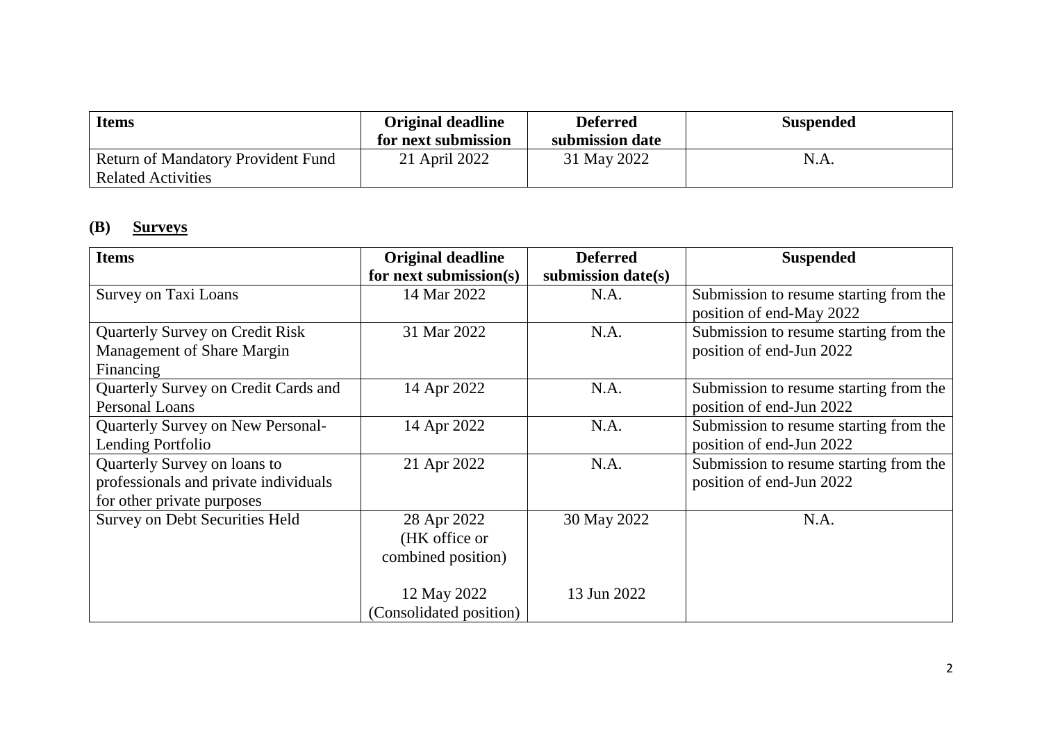| Items | Original deadline for next submission | Deferred submission date | Suspended |
|---|---|---|---|
| Return of Mandatory Provident Fund Related Activities | 21 April 2022 | 31 May 2022 | N.A. |

## (B) Surveys

| Items | Original deadline for next submission(s) | Deferred submission date(s) | Suspended |
|---|---|---|---|
| Survey on Taxi Loans | 14 Mar 2022 | N.A. | Submission to resume starting from the position of end-May 2022 |
| Quarterly Survey on Credit Risk Management of Share Margin Financing | 31 Mar 2022 | N.A. | Submission to resume starting from the position of end-Jun 2022 |
| Quarterly Survey on Credit Cards and Personal Loans | 14 Apr 2022 | N.A. | Submission to resume starting from the position of end-Jun 2022 |
| Quarterly Survey on New Personal-Lending Portfolio | 14 Apr 2022 | N.A. | Submission to resume starting from the position of end-Jun 2022 |
| Quarterly Survey on loans to professionals and private individuals for other private purposes | 21 Apr 2022 | N.A. | Submission to resume starting from the position of end-Jun 2022 |
| Survey on Debt Securities Held | 28 Apr 2022 (HK office or combined position)<br><br>12 May 2022 (Consolidated position) | 30 May 2022<br><br>13 Jun 2022 | N.A. |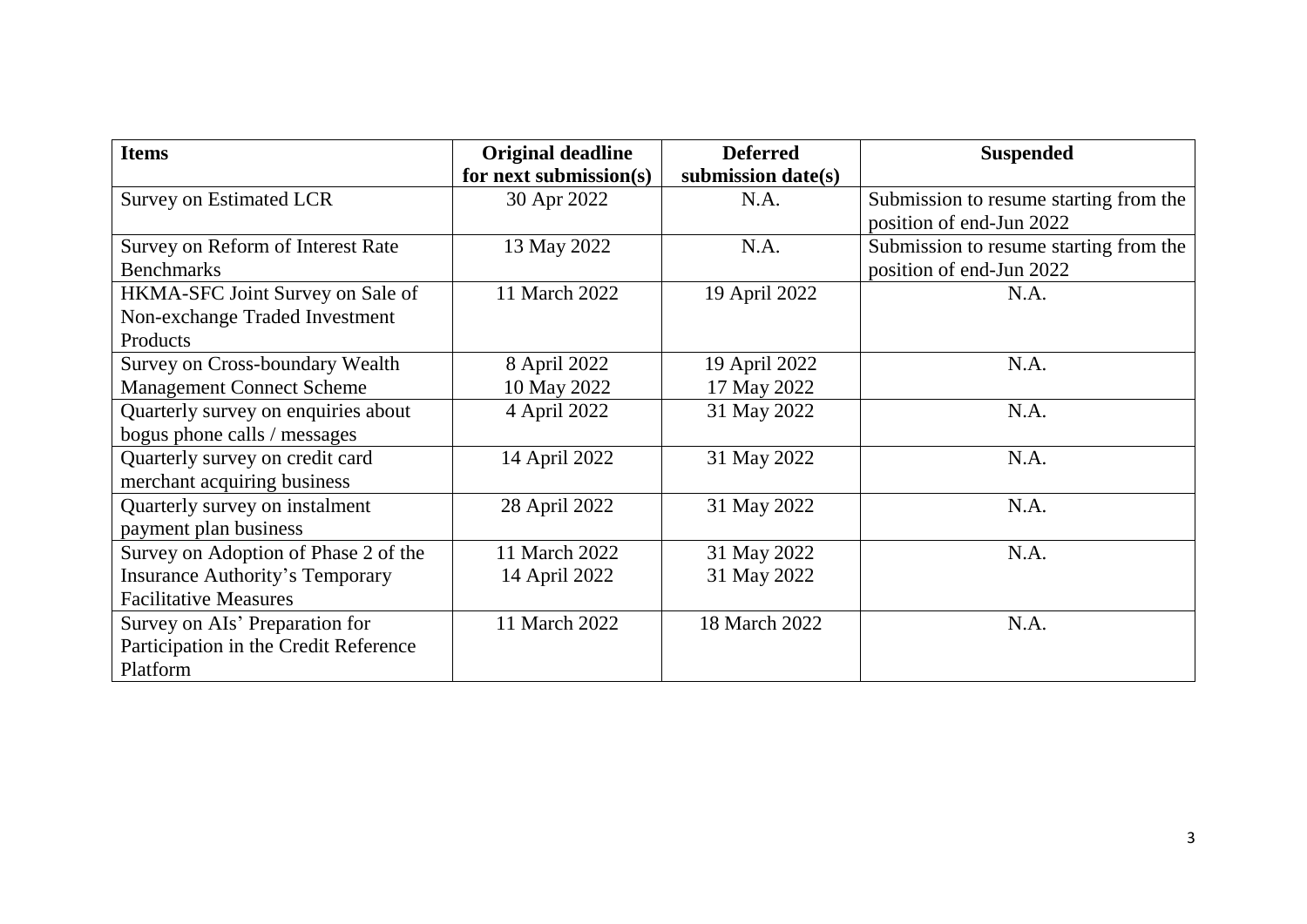| Items | Original deadline for next submission(s) | Deferred submission date(s) | Suspended |
|---|---|---|---|
| Survey on Estimated LCR | 30 Apr 2022 | N.A. | Submission to resume starting from the position of end-Jun 2022 |
| Survey on Reform of Interest Rate Benchmarks | 13 May 2022 | N.A. | Submission to resume starting from the position of end-Jun 2022 |
| HKMA-SFC Joint Survey on Sale of Non-exchange Traded Investment Products | 11 March 2022 | 19 April 2022 | N.A. |
| Survey on Cross-boundary Wealth Management Connect Scheme | 8 April 2022<br>10 May 2022 | 19 April 2022<br>17 May 2022 | N.A. |
| Quarterly survey on enquiries about bogus phone calls / messages | 4 April 2022 | 31 May 2022 | N.A. |
| Quarterly survey on credit card merchant acquiring business | 14 April 2022 | 31 May 2022 | N.A. |
| Quarterly survey on instalment payment plan business | 28 April 2022 | 31 May 2022 | N.A. |
| Survey on Adoption of Phase 2 of the Insurance Authority's Temporary Facilitative Measures | 11 March 2022<br>14 April 2022 | 31 May 2022<br>31 May 2022 | N.A. |
| Survey on AIs' Preparation for Participation in the Credit Reference Platform | 11 March 2022 | 18 March 2022 | N.A. |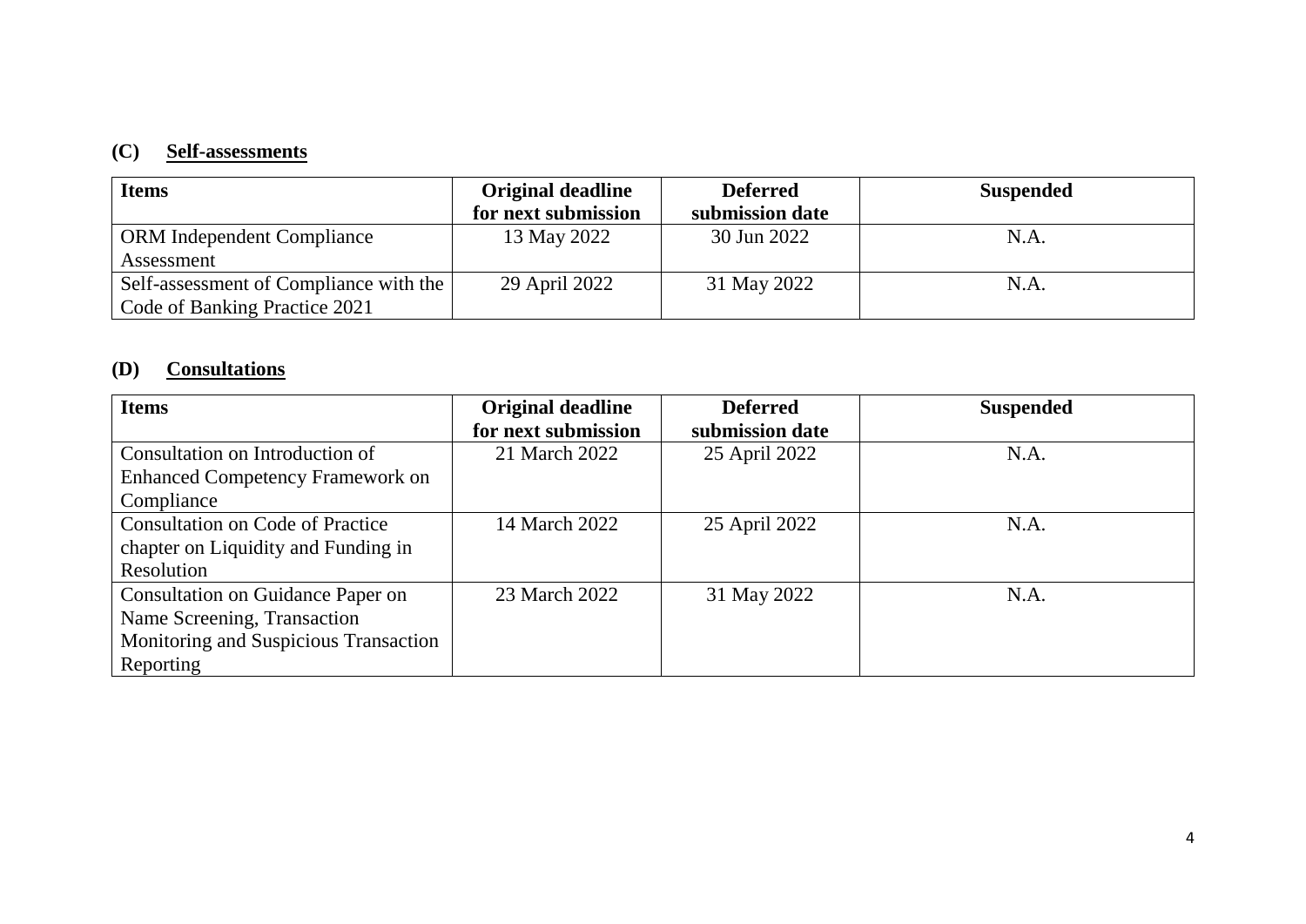## (C) Self-assessments

| Items | Original deadline for next submission | Deferred submission date | Suspended |
|---|---|---|---|
| ORM Independent Compliance Assessment | 13 May 2022 | 30 Jun 2022 | N.A. |
| Self-assessment of Compliance with the Code of Banking Practice 2021 | 29 April 2022 | 31 May 2022 | N.A. |

## (D) Consultations

| Items | Original deadline for next submission | Deferred submission date | Suspended |
|---|---|---|---|
| Consultation on Introduction of Enhanced Competency Framework on Compliance | 21 March 2022 | 25 April 2022 | N.A. |
| Consultation on Code of Practice chapter on Liquidity and Funding in Resolution | 14 March 2022 | 25 April 2022 | N.A. |
| Consultation on Guidance Paper on Name Screening, Transaction Monitoring and Suspicious Transaction Reporting | 23 March 2022 | 31 May 2022 | N.A. |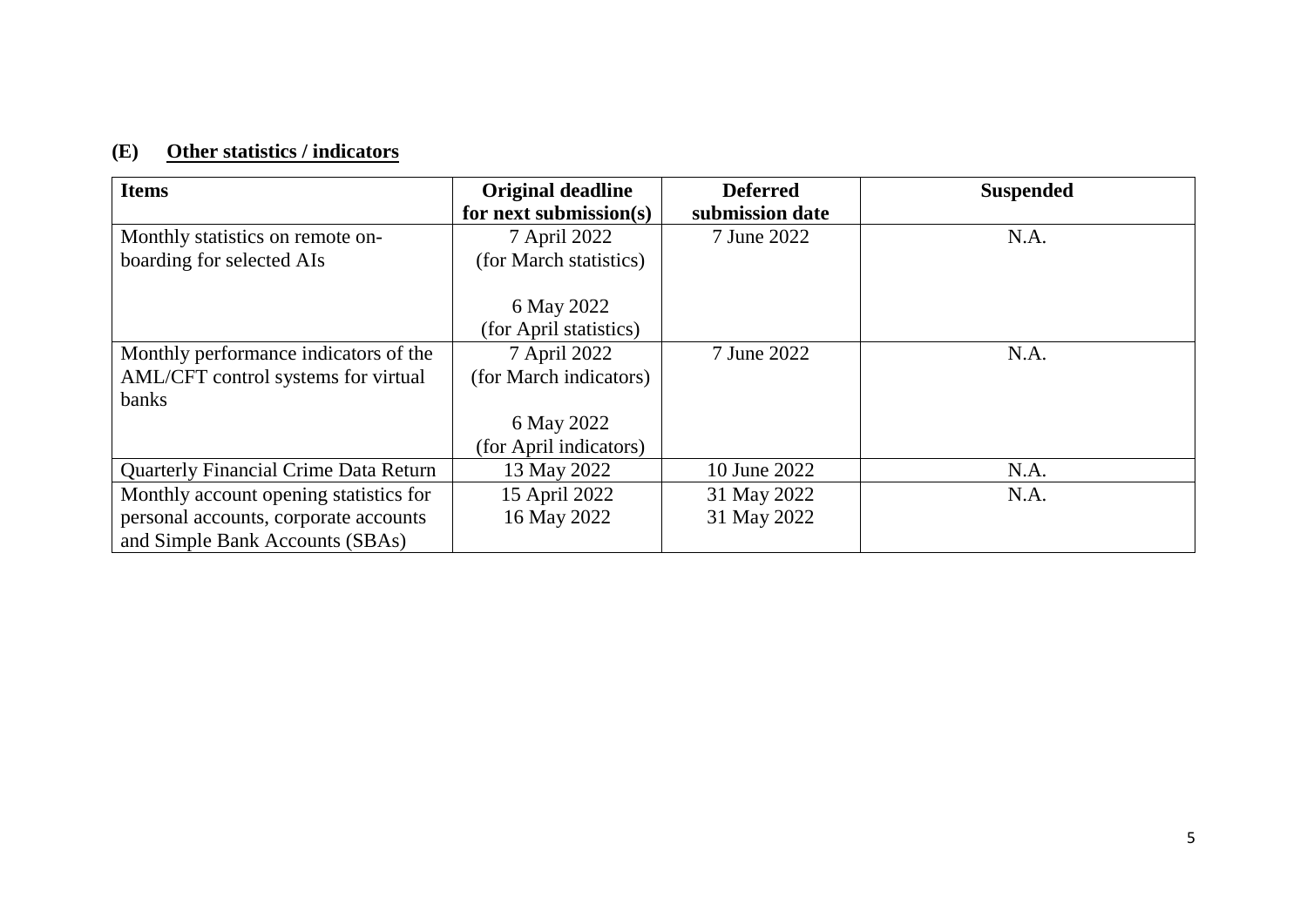## (E) Other statistics / indicators

| Items | Original deadline for next submission(s) | Deferred submission date | Suspended |
|---|---|---|---|
| Monthly statistics on remote on-boarding for selected AIs | 7 April 2022 (for March statistics)<br><br>6 May 2022 (for April statistics) | 7 June 2022 | N.A. |
| Monthly performance indicators of the AML/CFT control systems for virtual banks | 7 April 2022 (for March indicators)<br><br>6 May 2022 (for April indicators) | 7 June 2022 | N.A. |
| Quarterly Financial Crime Data Return | 13 May 2022 | 10 June 2022 | N.A. |
| Monthly account opening statistics for personal accounts, corporate accounts and Simple Bank Accounts (SBAs) | 15 April 2022<br>16 May 2022 | 31 May 2022<br>31 May 2022 | N.A. |